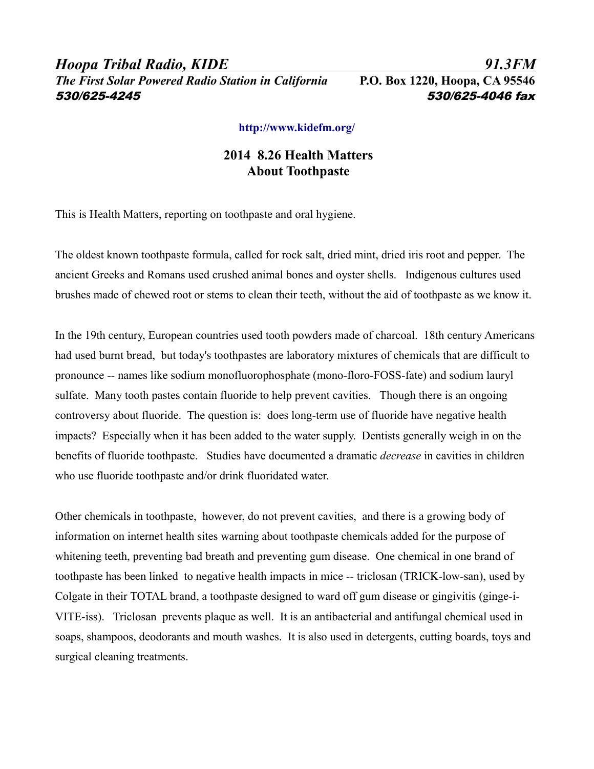*Hoopa Tribal Radio, KIDE* *91.3FM*

***The First Solar Powered Radio Station in California*** **P.O. Box 1220, Hoopa, CA 95546**

***530/625-4245*** ***530/625-4046 fax***

**http://www.kidefm.org/**

## 2014 8.26 Health Matters
## About Toothpaste

This is Health Matters, reporting on toothpaste and oral hygiene.

The oldest known toothpaste formula, called for rock salt, dried mint, dried iris root and pepper. The ancient Greeks and Romans used crushed animal bones and oyster shells. Indigenous cultures used brushes made of chewed root or stems to clean their teeth, without the aid of toothpaste as we know it.

In the 19th century, European countries used tooth powders made of charcoal. 18th century Americans had used burnt bread, but today's toothpastes are laboratory mixtures of chemicals that are difficult to pronounce -- names like sodium monofluorophosphate (mono-floro-FOSS-fate) and sodium lauryl sulfate. Many tooth pastes contain fluoride to help prevent cavities. Though there is an ongoing controversy about fluoride. The question is: does long-term use of fluoride have negative health impacts? Especially when it has been added to the water supply. Dentists generally weigh in on the benefits of fluoride toothpaste. Studies have documented a dramatic *decrease* in cavities in children who use fluoride toothpaste and/or drink fluoridated water.

Other chemicals in toothpaste, however, do not prevent cavities, and there is a growing body of information on internet health sites warning about toothpaste chemicals added for the purpose of whitening teeth, preventing bad breath and preventing gum disease. One chemical in one brand of toothpaste has been linked to negative health impacts in mice -- triclosan (TRICK-low-san), used by Colgate in their TOTAL brand, a toothpaste designed to ward off gum disease or gingivitis (ginge-i-VITE-iss). Triclosan prevents plaque as well. It is an antibacterial and antifungal chemical used in soaps, shampoos, deodorants and mouth washes. It is also used in detergents, cutting boards, toys and surgical cleaning treatments.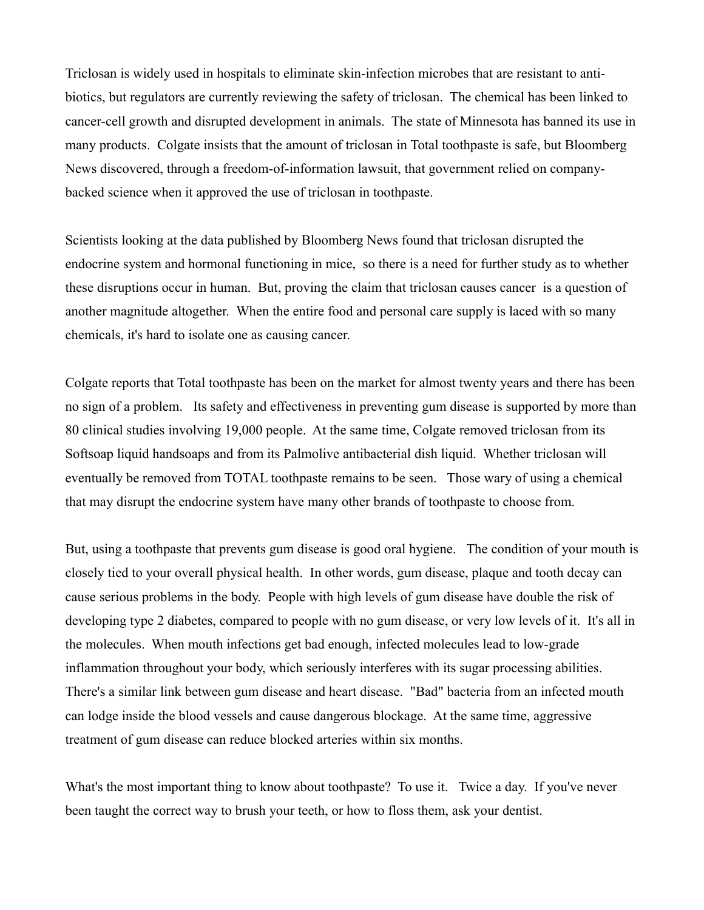Triclosan is widely used in hospitals to eliminate skin-infection microbes that are resistant to anti-biotics, but regulators are currently reviewing the safety of triclosan. The chemical has been linked to cancer-cell growth and disrupted development in animals. The state of Minnesota has banned its use in many products. Colgate insists that the amount of triclosan in Total toothpaste is safe, but Bloomberg News discovered, through a freedom-of-information lawsuit, that government relied on company-backed science when it approved the use of triclosan in toothpaste.

Scientists looking at the data published by Bloomberg News found that triclosan disrupted the endocrine system and hormonal functioning in mice, so there is a need for further study as to whether these disruptions occur in human. But, proving the claim that triclosan causes cancer is a question of another magnitude altogether. When the entire food and personal care supply is laced with so many chemicals, it's hard to isolate one as causing cancer.

Colgate reports that Total toothpaste has been on the market for almost twenty years and there has been no sign of a problem. Its safety and effectiveness in preventing gum disease is supported by more than 80 clinical studies involving 19,000 people. At the same time, Colgate removed triclosan from its Softsoap liquid handsoaps and from its Palmolive antibacterial dish liquid. Whether triclosan will eventually be removed from TOTAL toothpaste remains to be seen. Those wary of using a chemical that may disrupt the endocrine system have many other brands of toothpaste to choose from.

But, using a toothpaste that prevents gum disease is good oral hygiene. The condition of your mouth is closely tied to your overall physical health. In other words, gum disease, plaque and tooth decay can cause serious problems in the body. People with high levels of gum disease have double the risk of developing type 2 diabetes, compared to people with no gum disease, or very low levels of it. It's all in the molecules. When mouth infections get bad enough, infected molecules lead to low-grade inflammation throughout your body, which seriously interferes with its sugar processing abilities. There's a similar link between gum disease and heart disease. "Bad" bacteria from an infected mouth can lodge inside the blood vessels and cause dangerous blockage. At the same time, aggressive treatment of gum disease can reduce blocked arteries within six months.

What's the most important thing to know about toothpaste? To use it. Twice a day. If you've never been taught the correct way to brush your teeth, or how to floss them, ask your dentist.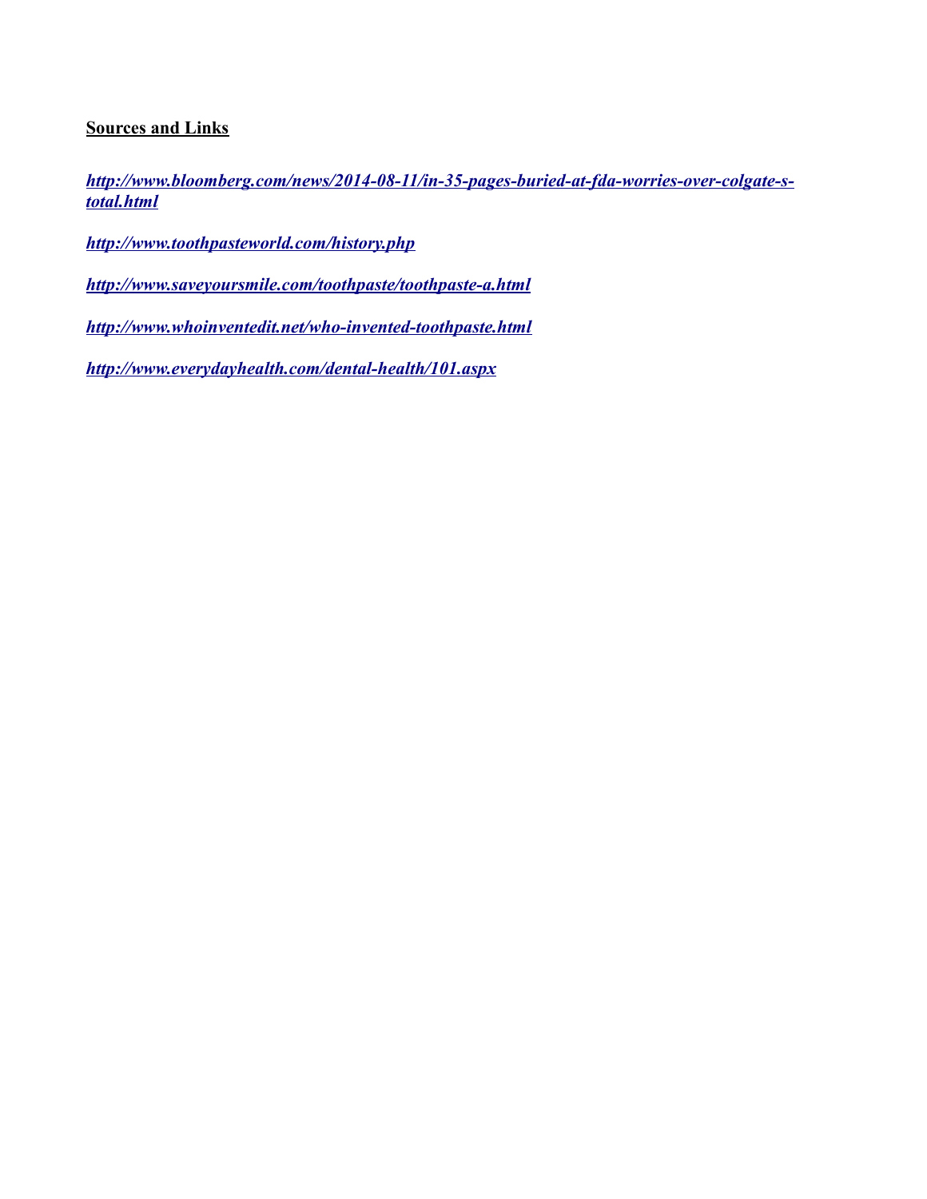**Sources and Links**

***http://www.bloomberg.com/news/2014-08-11/in-35-pages-buried-at-fda-worries-over-colgate-s-total.html***

***http://www.toothpasteworld.com/history.php***

***http://www.saveyoursmile.com/toothpaste/toothpaste-a.html***

***http://www.whoinventedit.net/who-invented-toothpaste.html***

***http://www.everydayhealth.com/dental-health/101.aspx***